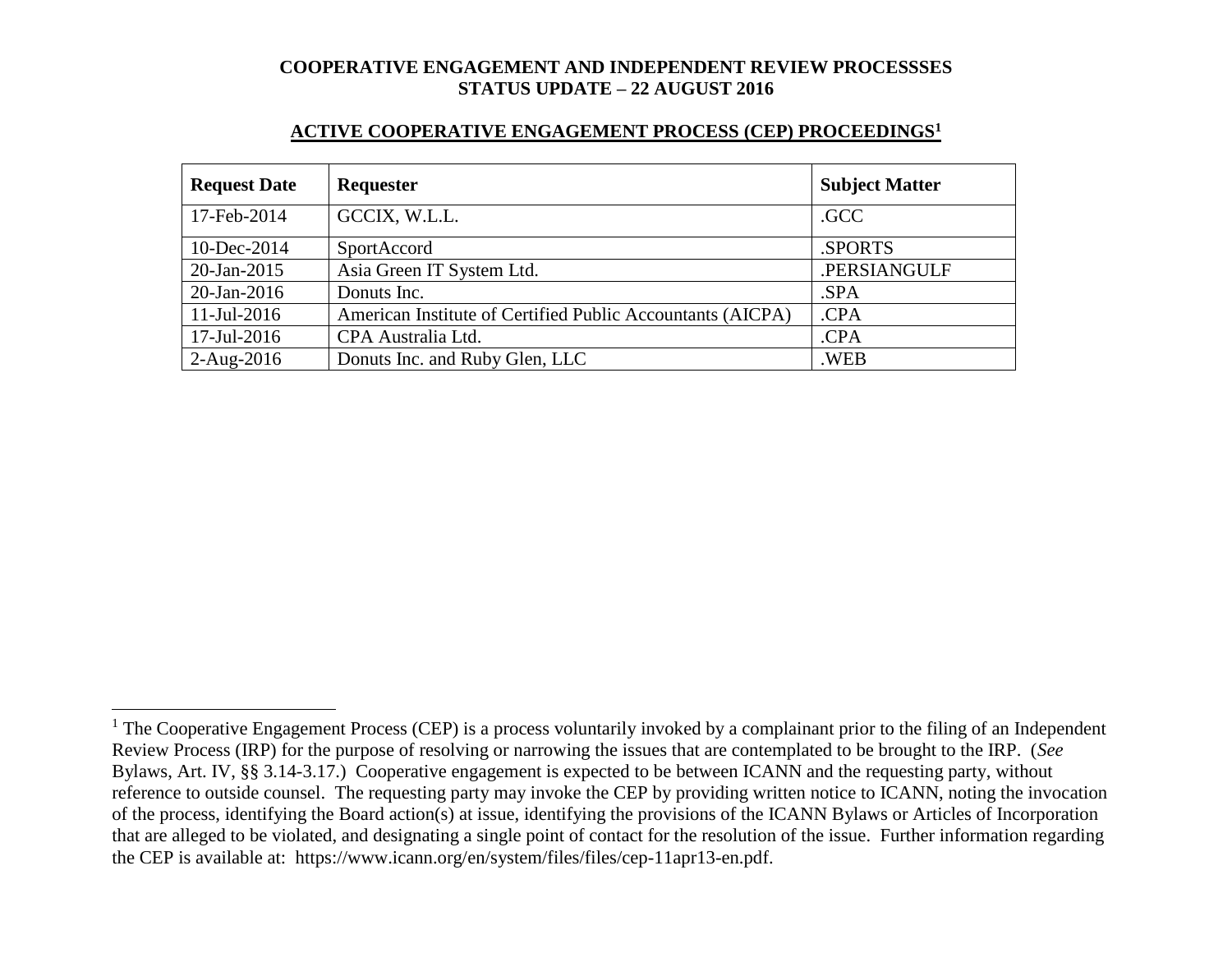**COOPERATIVE ENGAGEMENT AND INDEPENDENT REVIEW PROCESSSES**
**STATUS UPDATE – 22 AUGUST 2016**

## ACTIVE COOPERATIVE ENGAGEMENT PROCESS (CEP) PROCEEDINGS[1]

| Request Date | Requester | Subject Matter |
|---|---|---|
| 17-Feb-2014 | GCCIX, W.L.L. | .GCC |
| 10-Dec-2014 | SportAccord | .SPORTS |
| 20-Jan-2015 | Asia Green IT System Ltd. | .PERSIANGULF |
| 20-Jan-2016 | Donuts Inc. | .SPA |
| 11-Jul-2016 | American Institute of Certified Public Accountants (AICPA) | .CPA |
| 17-Jul-2016 | CPA Australia Ltd. | .CPA |
| 2-Aug-2016 | Donuts Inc. and Ruby Glen, LLC | .WEB |

[1] The Cooperative Engagement Process (CEP) is a process voluntarily invoked by a complainant prior to the filing of an Independent Review Process (IRP) for the purpose of resolving or narrowing the issues that are contemplated to be brought to the IRP. (*See* Bylaws, Art. IV, §§ 3.14-3.17.) Cooperative engagement is expected to be between ICANN and the requesting party, without reference to outside counsel. The requesting party may invoke the CEP by providing written notice to ICANN, noting the invocation of the process, identifying the Board action(s) at issue, identifying the provisions of the ICANN Bylaws or Articles of Incorporation that are alleged to be violated, and designating a single point of contact for the resolution of the issue. Further information regarding the CEP is available at: https://www.icann.org/en/system/files/files/cep-11apr13-en.pdf.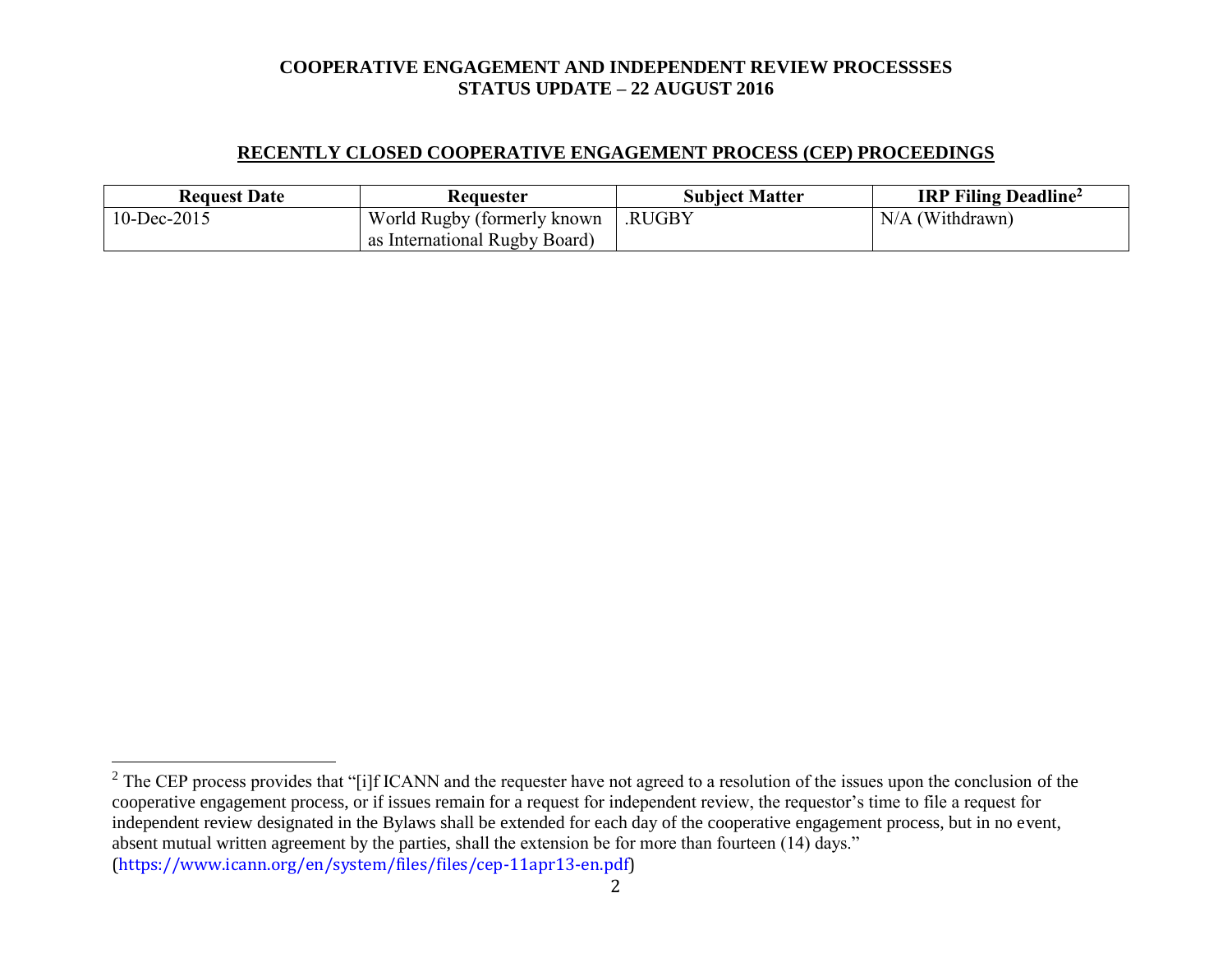## RECENTLY CLOSED COOPERATIVE ENGAGEMENT PROCESS (CEP) PROCEEDINGS

| Request Date | Requester | Subject Matter | IRP Filing Deadline[2] |
|---|---|---|---|
| 10-Dec-2015 | World Rugby (formerly known as International Rugby Board) | .RUGBY | N/A (Withdrawn) |

[2] The CEP process provides that "[i]f ICANN and the requester have not agreed to a resolution of the issues upon the conclusion of the cooperative engagement process, or if issues remain for a request for independent review, the requestor's time to file a request for independent review designated in the Bylaws shall be extended for each day of the cooperative engagement process, but in no event, absent mutual written agreement by the parties, shall the extension be for more than fourteen (14) days." (https://www.icann.org/en/system/files/files/cep-11apr13-en.pdf)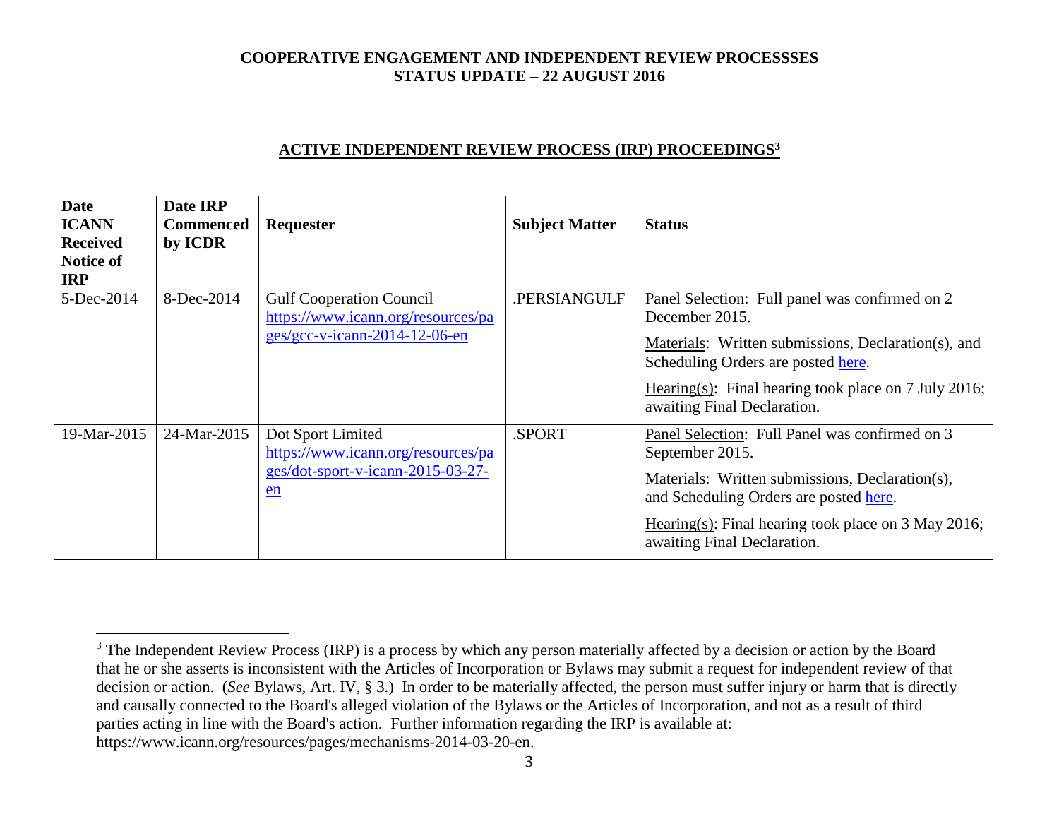COOPERATIVE ENGAGEMENT AND INDEPENDENT REVIEW PROCESSSES
STATUS UPDATE – 22 AUGUST 2016

## ACTIVE INDEPENDENT REVIEW PROCESS (IRP) PROCEEDINGS[3]

| Date ICANN Received Notice of IRP | Date IRP Commenced by ICDR | Requester | Subject Matter | Status |
|---|---|---|---|---|
| 5-Dec-2014 | 8-Dec-2014 | Gulf Cooperation Council https://www.icann.org/resources/pages/gcc-v-icann-2014-12-06-en | .PERSIANGULF | Panel Selection: Full panel was confirmed on 2 December 2015. <br> Materials: Written submissions, Declaration(s), and Scheduling Orders are posted here. <br> Hearing(s): Final hearing took place on 7 July 2016; awaiting Final Declaration. |
| 19-Mar-2015 | 24-Mar-2015 | Dot Sport Limited https://www.icann.org/resources/pages/dot-sport-v-icann-2015-03-27-en | .SPORT | Panel Selection: Full Panel was confirmed on 3 September 2015. <br> Materials: Written submissions, Declaration(s), and Scheduling Orders are posted here. <br> Hearing(s): Final hearing took place on 3 May 2016; awaiting Final Declaration. |

[3] The Independent Review Process (IRP) is a process by which any person materially affected by a decision or action by the Board that he or she asserts is inconsistent with the Articles of Incorporation or Bylaws may submit a request for independent review of that decision or action. (*See* Bylaws, Art. IV, § 3.) In order to be materially affected, the person must suffer injury or harm that is directly and causally connected to the Board's alleged violation of the Bylaws or the Articles of Incorporation, and not as a result of third parties acting in line with the Board's action. Further information regarding the IRP is available at: https://www.icann.org/resources/pages/mechanisms-2014-03-20-en.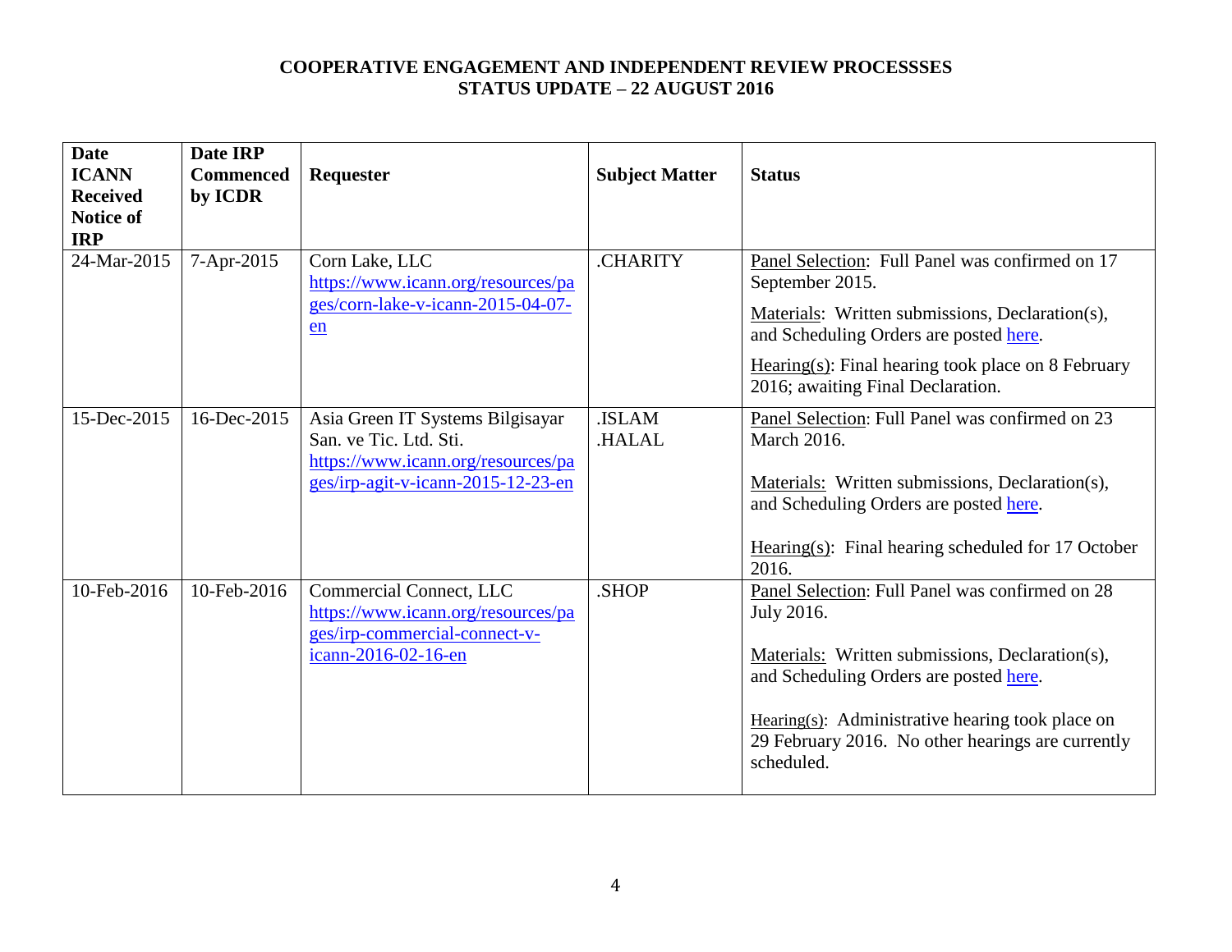**COOPERATIVE ENGAGEMENT AND INDEPENDENT REVIEW PROCESSSES**
**STATUS UPDATE – 22 AUGUST 2016**

| Date ICANN Received Notice of IRP | Date IRP Commenced by ICDR | Requester | Subject Matter | Status |
|---|---|---|---|---|
| 24-Mar-2015 | 7-Apr-2015 | Corn Lake, LLC https://www.icann.org/resources/pages/corn-lake-v-icann-2015-04-07-en | .CHARITY | Panel Selection: Full Panel was confirmed on 17 September 2015.<br><br>Materials: Written submissions, Declaration(s), and Scheduling Orders are posted here.<br><br>Hearing(s): Final hearing took place on 8 February 2016; awaiting Final Declaration. |
| 15-Dec-2015 | 16-Dec-2015 | Asia Green IT Systems Bilgisayar San. ve Tic. Ltd. Sti. https://www.icann.org/resources/pages/irp-agit-v-icann-2015-12-23-en | .ISLAM<br>.HALAL | Panel Selection: Full Panel was confirmed on 23 March 2016.<br><br>Materials: Written submissions, Declaration(s), and Scheduling Orders are posted here.<br><br>Hearing(s): Final hearing scheduled for 17 October 2016. |
| 10-Feb-2016 | 10-Feb-2016 | Commercial Connect, LLC https://www.icann.org/resources/pages/irp-commercial-connect-v-icann-2016-02-16-en | .SHOP | Panel Selection: Full Panel was confirmed on 28 July 2016.<br><br>Materials: Written submissions, Declaration(s), and Scheduling Orders are posted here.<br><br>Hearing(s): Administrative hearing took place on 29 February 2016. No other hearings are currently scheduled. |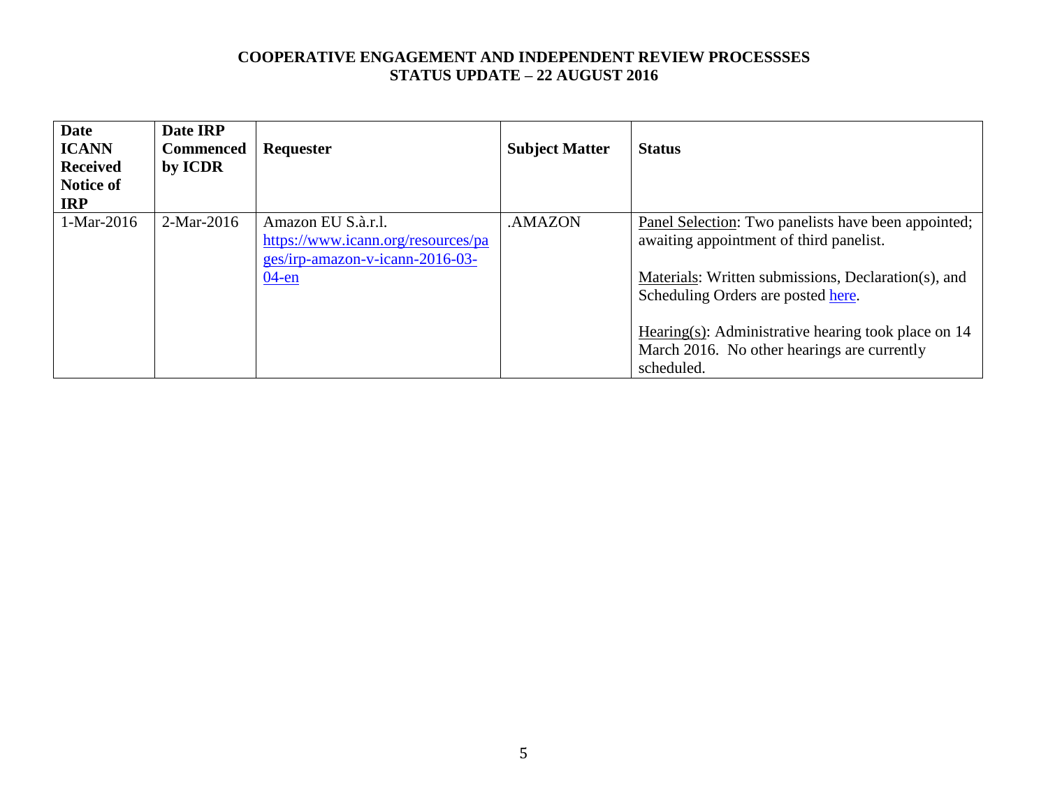**COOPERATIVE ENGAGEMENT AND INDEPENDENT REVIEW PROCESSSES**
**STATUS UPDATE – 22 AUGUST 2016**

| Date ICANN Received Notice of IRP | Date IRP Commenced by ICDR | Requester | Subject Matter | Status |
|---|---|---|---|---|
| 1-Mar-2016 | 2-Mar-2016 | Amazon EU S.à.r.l. https://www.icann.org/resources/pages/irp-amazon-v-icann-2016-03-04-en | .AMAZON | Panel Selection: Two panelists have been appointed; awaiting appointment of third panelist.<br><br>Materials: Written submissions, Declaration(s), and Scheduling Orders are posted here.<br><br>Hearing(s): Administrative hearing took place on 14 March 2016. No other hearings are currently scheduled. |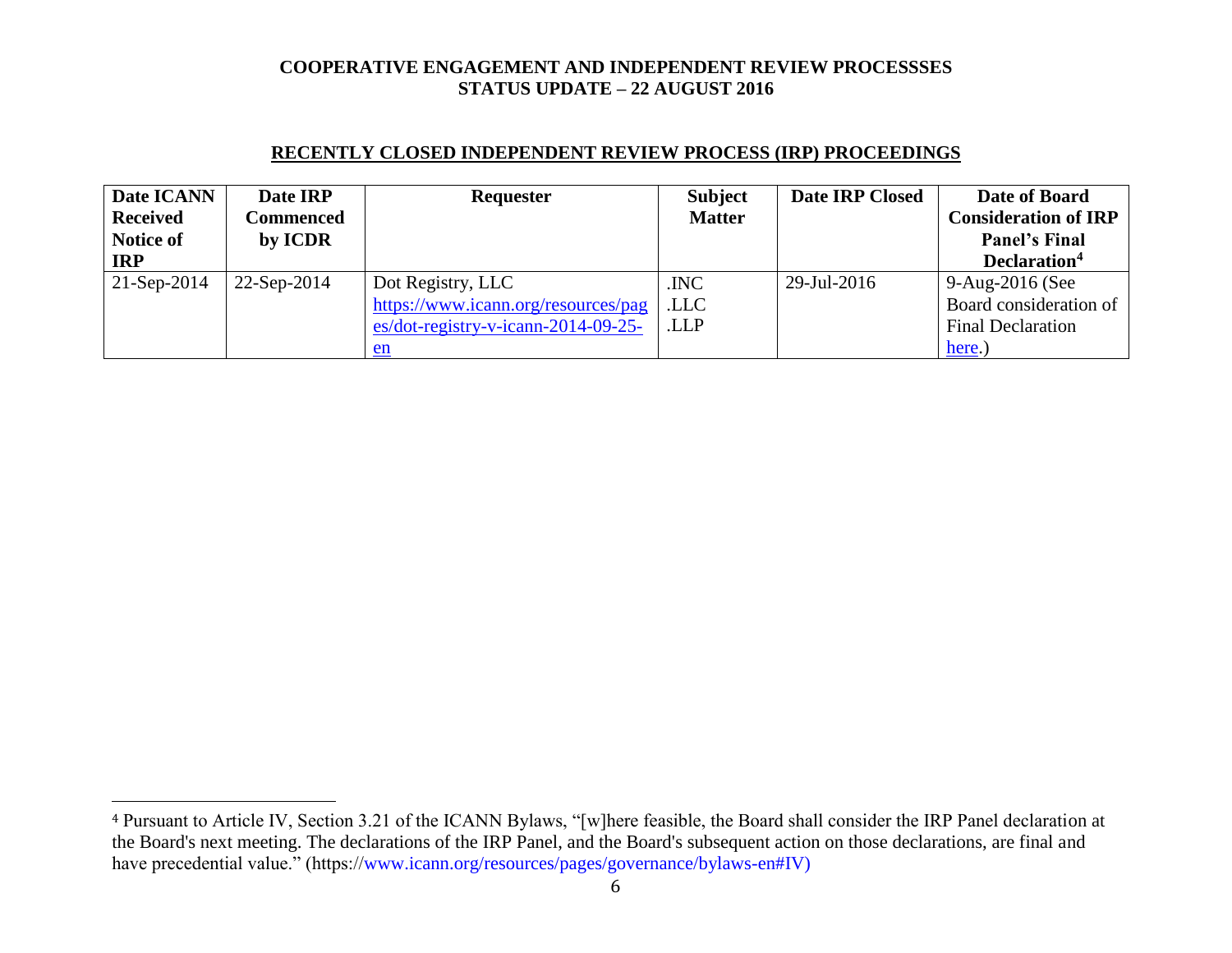# COOPERATIVE ENGAGEMENT AND INDEPENDENT REVIEW PROCESSSES STATUS UPDATE – 22 AUGUST 2016

## RECENTLY CLOSED INDEPENDENT REVIEW PROCESS (IRP) PROCEEDINGS

| Date ICANN Received Notice of IRP | Date IRP Commenced by ICDR | Requester | Subject Matter | Date IRP Closed | Date of Board Consideration of IRP Panel's Final Declaration[4] |
|---|---|---|---|---|---|
| 21-Sep-2014 | 22-Sep-2014 | Dot Registry, LLC https://www.icann.org/resources/pages/dot-registry-v-icann-2014-09-25-en | .INC .LLC .LLP | 29-Jul-2016 | 9-Aug-2016 (See Board consideration of Final Declaration here.) |

[4] Pursuant to Article IV, Section 3.21 of the ICANN Bylaws, "[w]here feasible, the Board shall consider the IRP Panel declaration at the Board's next meeting. The declarations of the IRP Panel, and the Board's subsequent action on those declarations, are final and have precedential value." (https://www.icann.org/resources/pages/governance/bylaws-en#IV)